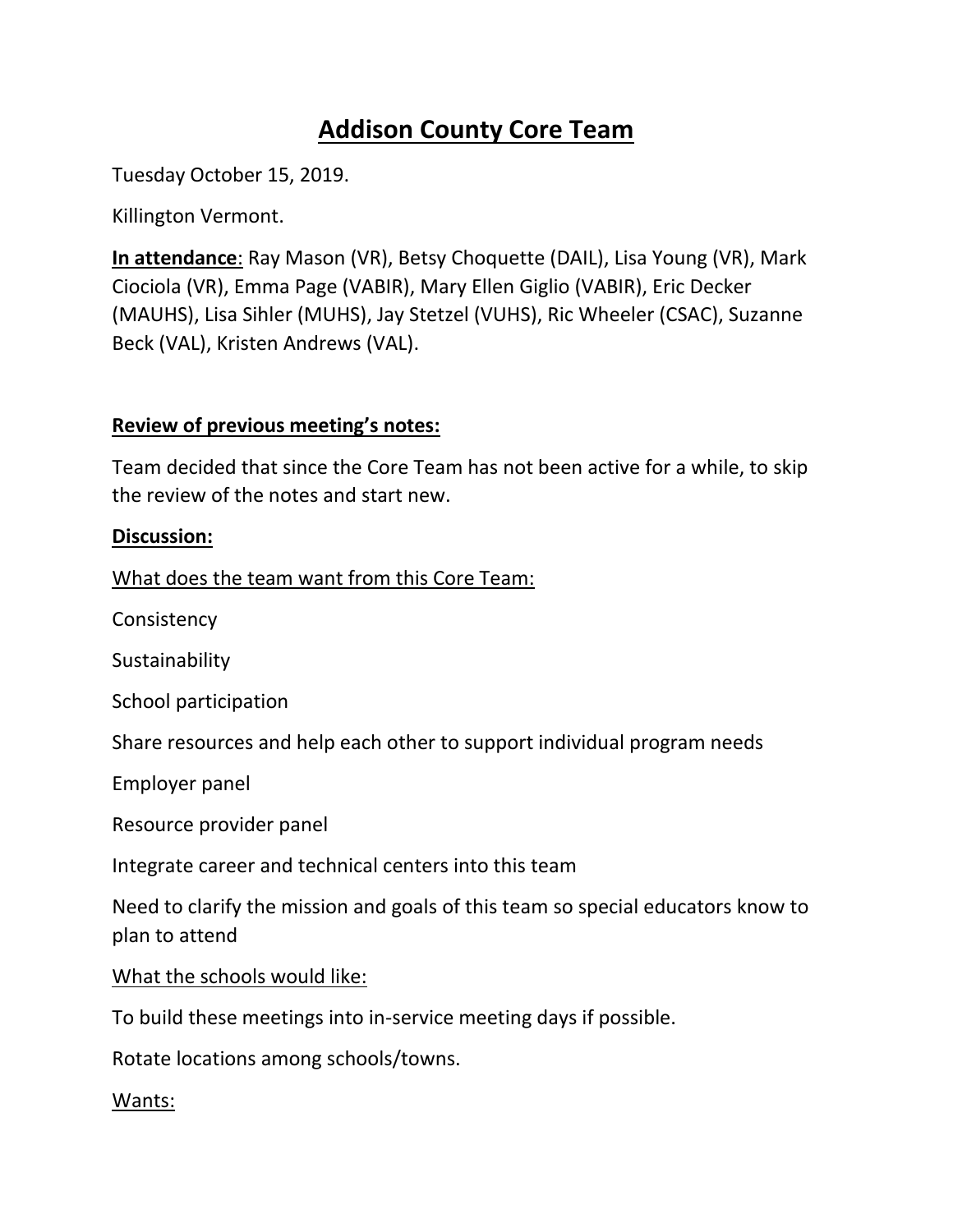# Addison County Core Team

Tuesday October 15, 2019.

Killington Vermont.

**In attendance**: Ray Mason (VR), Betsy Choquette (DAIL), Lisa Young (VR), Mark Ciociola (VR), Emma Page (VABIR), Mary Ellen Giglio (VABIR), Eric Decker (MAUHS), Lisa Sihler (MUHS), Jay Stetzel (VUHS), Ric Wheeler (CSAC), Suzanne Beck (VAL), Kristen Andrews (VAL).

**Review of previous meeting's notes:**

Team decided that since the Core Team has not been active for a while, to skip the review of the notes and start new.

**Discussion:**

What does the team want from this Core Team:

Consistency

Sustainability

School participation

Share resources and help each other to support individual program needs

Employer panel

Resource provider panel

Integrate career and technical centers into this team

Need to clarify the mission and goals of this team so special educators know to plan to attend

What the schools would like:

To build these meetings into in-service meeting days if possible.

Rotate locations among schools/towns.

Wants: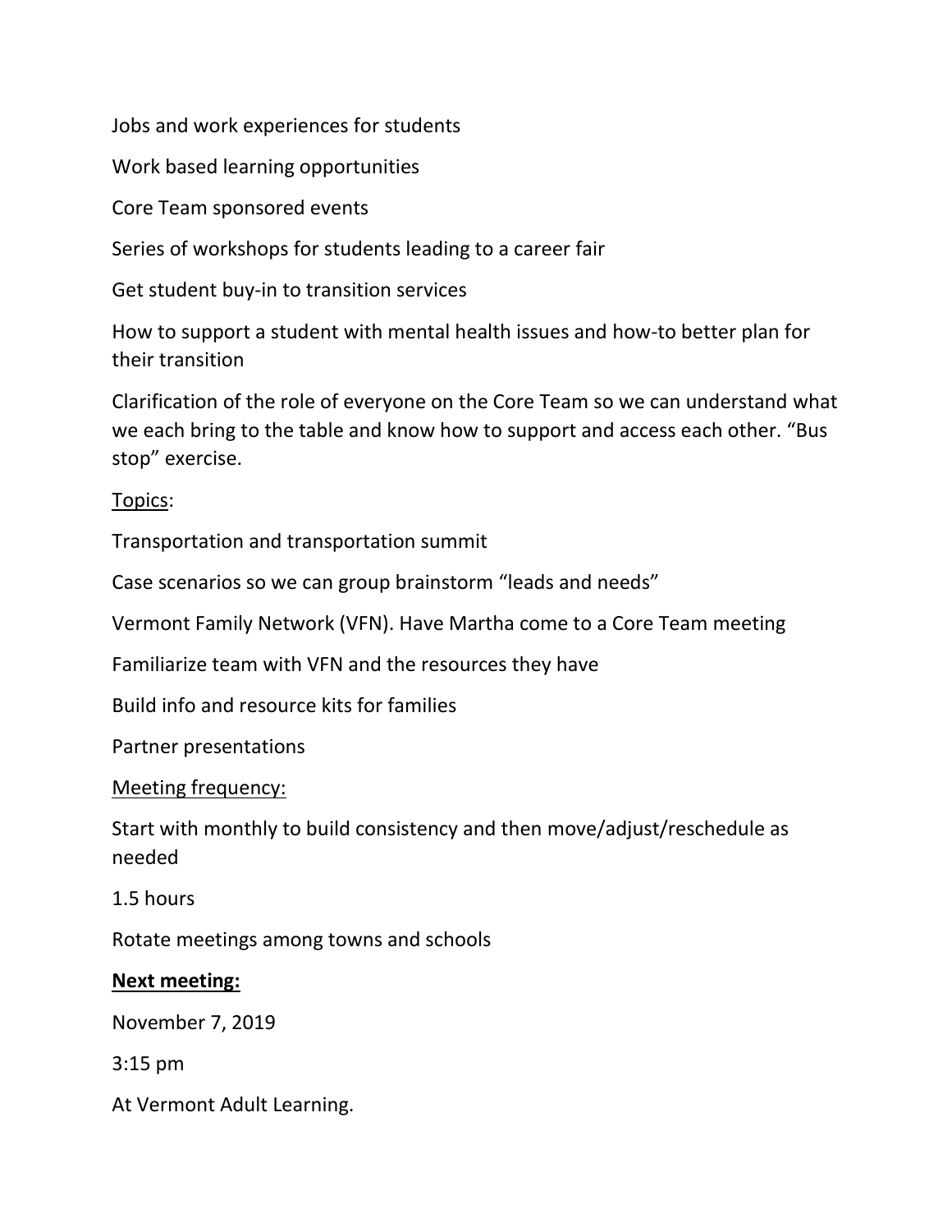Jobs and work experiences for students

Work based learning opportunities

Core Team sponsored events

Series of workshops for students leading to a career fair

Get student buy-in to transition services

How to support a student with mental health issues and how-to better plan for their transition

Clarification of the role of everyone on the Core Team so we can understand what we each bring to the table and know how to support and access each other. "Bus stop" exercise.

<u>Topics</u>:

Transportation and transportation summit

Case scenarios so we can group brainstorm "leads and needs"

Vermont Family Network (VFN). Have Martha come to a Core Team meeting

Familiarize team with VFN and the resources they have

Build info and resource kits for families

Partner presentations

<u>Meeting frequency:</u>

Start with monthly to build consistency and then move/adjust/reschedule as needed

1.5 hours

Rotate meetings among towns and schools

**<u>Next meeting:</u>**

November 7, 2019

3:15 pm

At Vermont Adult Learning.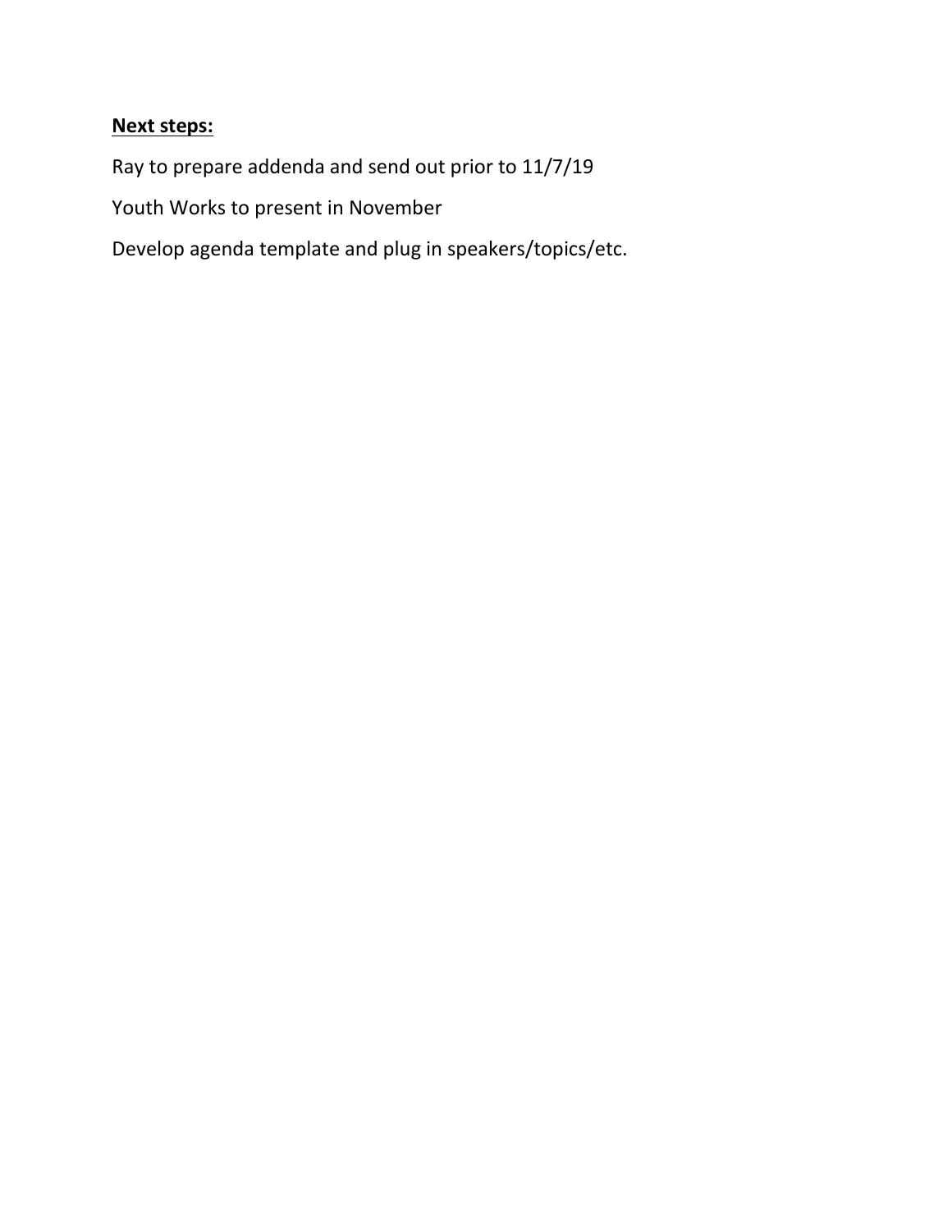**Next steps:**

Ray to prepare addenda and send out prior to 11/7/19

Youth Works to present in November

Develop agenda template and plug in speakers/topics/etc.